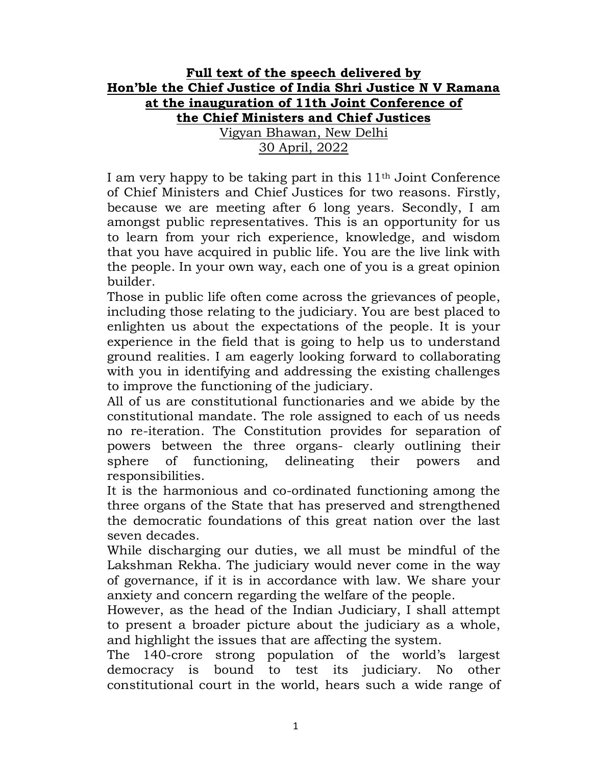**Full text of the speech delivered by**
**Hon'ble the Chief Justice of India Shri Justice N V Ramana**
**at the inauguration of 11th Joint Conference of**
**the Chief Ministers and Chief Justices**

Vigyan Bhawan, New Delhi
30 April, 2022

I am very happy to be taking part in this 11th Joint Conference of Chief Ministers and Chief Justices for two reasons. Firstly, because we are meeting after 6 long years. Secondly, I am amongst public representatives. This is an opportunity for us to learn from your rich experience, knowledge, and wisdom that you have acquired in public life. You are the live link with the people. In your own way, each one of you is a great opinion builder.

Those in public life often come across the grievances of people, including those relating to the judiciary. You are best placed to enlighten us about the expectations of the people. It is your experience in the field that is going to help us to understand ground realities. I am eagerly looking forward to collaborating with you in identifying and addressing the existing challenges to improve the functioning of the judiciary.

All of us are constitutional functionaries and we abide by the constitutional mandate. The role assigned to each of us needs no re-iteration. The Constitution provides for separation of powers between the three organs- clearly outlining their sphere of functioning, delineating their powers and responsibilities.

It is the harmonious and co-ordinated functioning among the three organs of the State that has preserved and strengthened the democratic foundations of this great nation over the last seven decades.

While discharging our duties, we all must be mindful of the Lakshman Rekha. The judiciary would never come in the way of governance, if it is in accordance with law. We share your anxiety and concern regarding the welfare of the people.

However, as the head of the Indian Judiciary, I shall attempt to present a broader picture about the judiciary as a whole, and highlight the issues that are affecting the system.

The 140-crore strong population of the world's largest democracy is bound to test its judiciary. No other constitutional court in the world, hears such a wide range of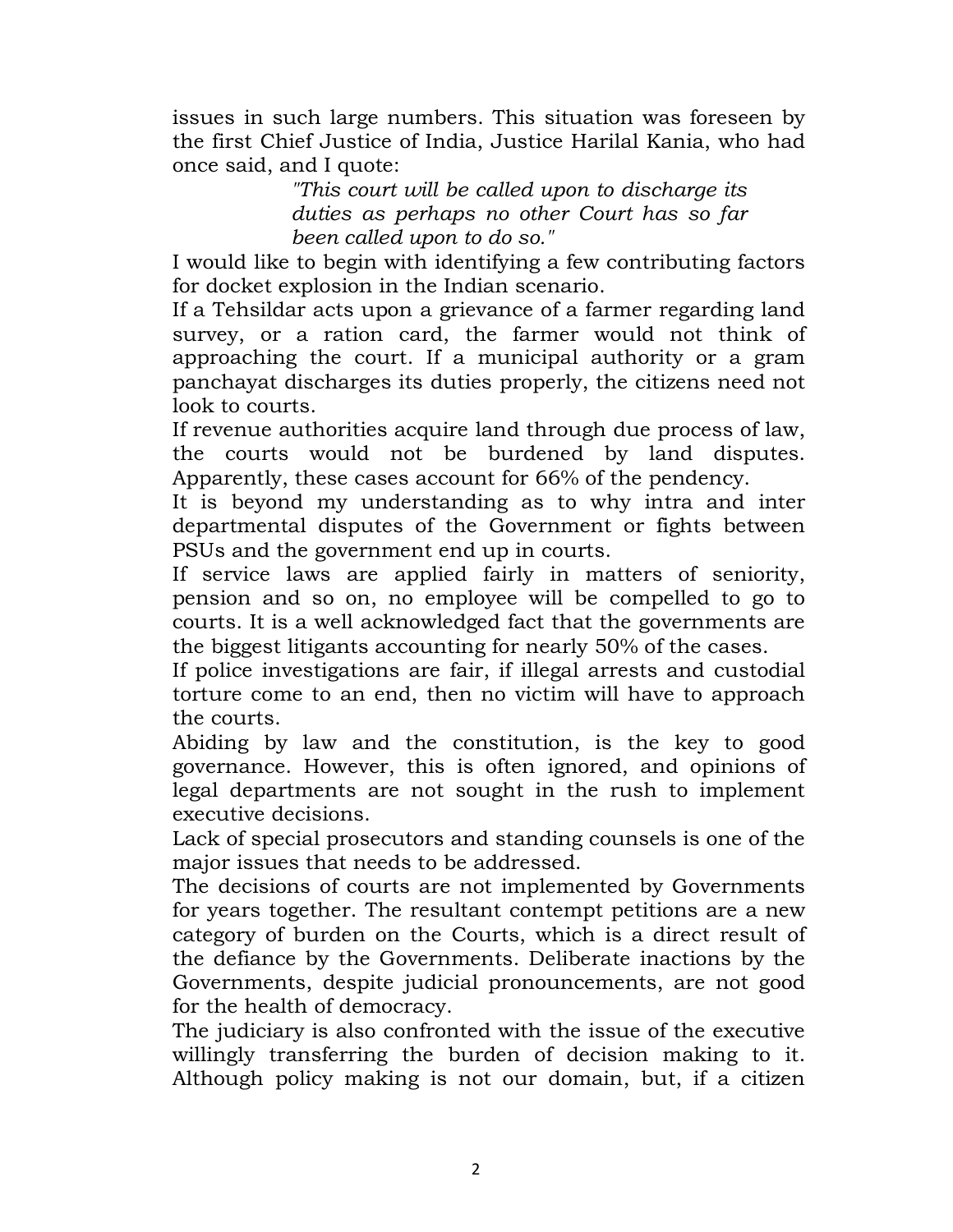issues in such large numbers. This situation was foreseen by the first Chief Justice of India, Justice Harilal Kania, who had once said, and I quote:

> *"This court will be called upon to discharge its duties as perhaps no other Court has so far been called upon to do so."*

I would like to begin with identifying a few contributing factors for docket explosion in the Indian scenario.

If a Tehsildar acts upon a grievance of a farmer regarding land survey, or a ration card, the farmer would not think of approaching the court. If a municipal authority or a gram panchayat discharges its duties properly, the citizens need not look to courts.

If revenue authorities acquire land through due process of law, the courts would not be burdened by land disputes. Apparently, these cases account for 66% of the pendency.

It is beyond my understanding as to why intra and inter departmental disputes of the Government or fights between PSUs and the government end up in courts.

If service laws are applied fairly in matters of seniority, pension and so on, no employee will be compelled to go to courts. It is a well acknowledged fact that the governments are the biggest litigants accounting for nearly 50% of the cases.

If police investigations are fair, if illegal arrests and custodial torture come to an end, then no victim will have to approach the courts.

Abiding by law and the constitution, is the key to good governance. However, this is often ignored, and opinions of legal departments are not sought in the rush to implement executive decisions.

Lack of special prosecutors and standing counsels is one of the major issues that needs to be addressed.

The decisions of courts are not implemented by Governments for years together. The resultant contempt petitions are a new category of burden on the Courts, which is a direct result of the defiance by the Governments. Deliberate inactions by the Governments, despite judicial pronouncements, are not good for the health of democracy.

The judiciary is also confronted with the issue of the executive willingly transferring the burden of decision making to it. Although policy making is not our domain, but, if a citizen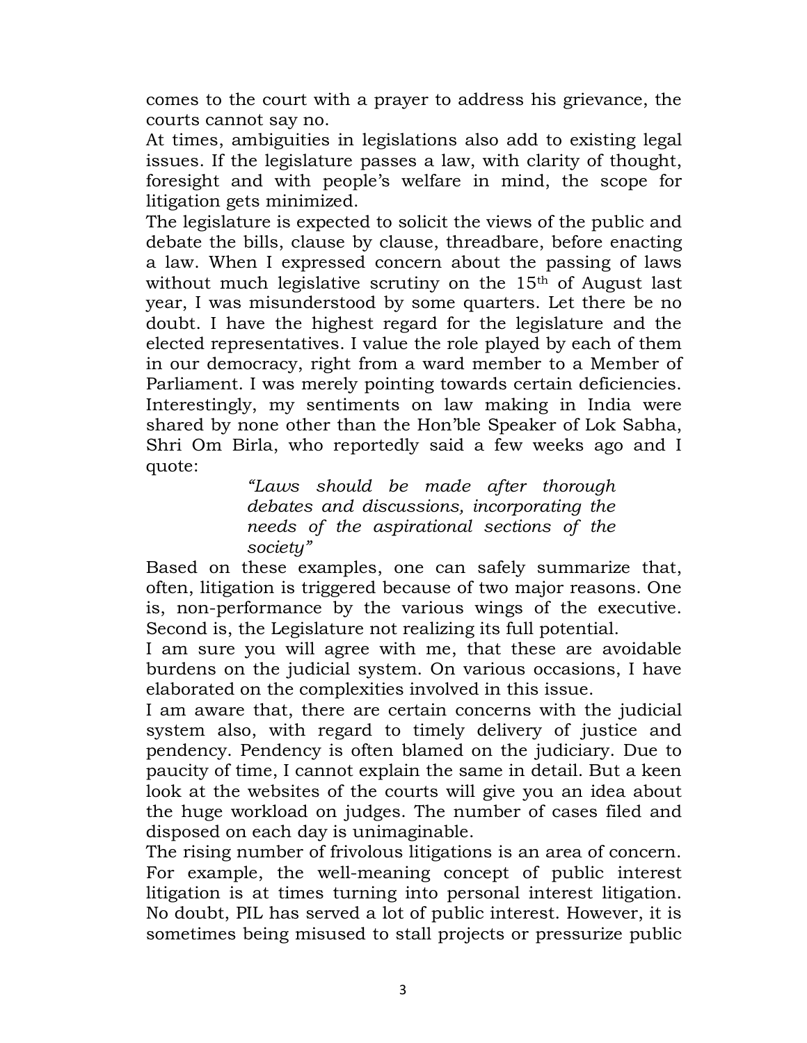comes to the court with a prayer to address his grievance, the courts cannot say no.

At times, ambiguities in legislations also add to existing legal issues. If the legislature passes a law, with clarity of thought, foresight and with people's welfare in mind, the scope for litigation gets minimized.

The legislature is expected to solicit the views of the public and debate the bills, clause by clause, threadbare, before enacting a law. When I expressed concern about the passing of laws without much legislative scrutiny on the 15th of August last year, I was misunderstood by some quarters. Let there be no doubt. I have the highest regard for the legislature and the elected representatives. I value the role played by each of them in our democracy, right from a ward member to a Member of Parliament. I was merely pointing towards certain deficiencies. Interestingly, my sentiments on law making in India were shared by none other than the Hon'ble Speaker of Lok Sabha, Shri Om Birla, who reportedly said a few weeks ago and I quote:

> *"Laws should be made after thorough debates and discussions, incorporating the needs of the aspirational sections of the society"*

Based on these examples, one can safely summarize that, often, litigation is triggered because of two major reasons. One is, non-performance by the various wings of the executive. Second is, the Legislature not realizing its full potential.

I am sure you will agree with me, that these are avoidable burdens on the judicial system. On various occasions, I have elaborated on the complexities involved in this issue.

I am aware that, there are certain concerns with the judicial system also, with regard to timely delivery of justice and pendency. Pendency is often blamed on the judiciary. Due to paucity of time, I cannot explain the same in detail. But a keen look at the websites of the courts will give you an idea about the huge workload on judges. The number of cases filed and disposed on each day is unimaginable.

The rising number of frivolous litigations is an area of concern. For example, the well-meaning concept of public interest litigation is at times turning into personal interest litigation. No doubt, PIL has served a lot of public interest. However, it is sometimes being misused to stall projects or pressurize public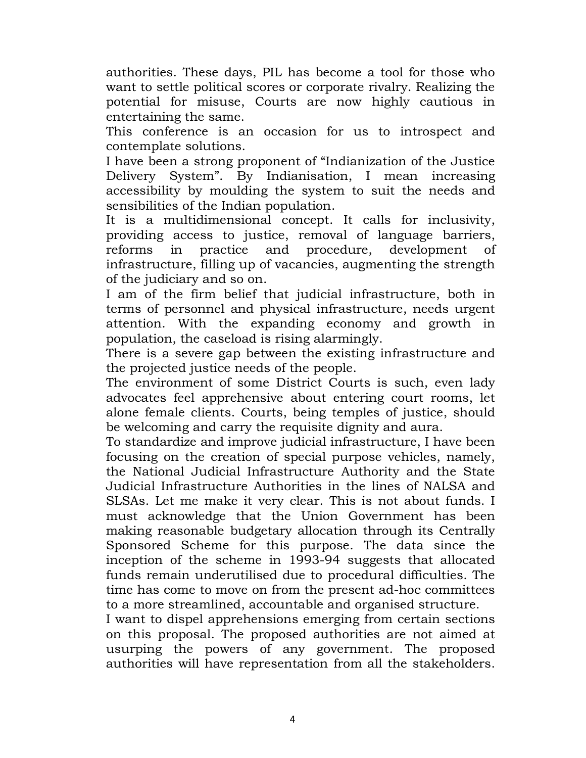authorities. These days, PIL has become a tool for those who want to settle political scores or corporate rivalry. Realizing the potential for misuse, Courts are now highly cautious in entertaining the same.

This conference is an occasion for us to introspect and contemplate solutions.

I have been a strong proponent of "Indianization of the Justice Delivery System". By Indianisation, I mean increasing accessibility by moulding the system to suit the needs and sensibilities of the Indian population.

It is a multidimensional concept. It calls for inclusivity, providing access to justice, removal of language barriers, reforms in practice and procedure, development of infrastructure, filling up of vacancies, augmenting the strength of the judiciary and so on.

I am of the firm belief that judicial infrastructure, both in terms of personnel and physical infrastructure, needs urgent attention. With the expanding economy and growth in population, the caseload is rising alarmingly.

There is a severe gap between the existing infrastructure and the projected justice needs of the people.

The environment of some District Courts is such, even lady advocates feel apprehensive about entering court rooms, let alone female clients. Courts, being temples of justice, should be welcoming and carry the requisite dignity and aura.

To standardize and improve judicial infrastructure, I have been focusing on the creation of special purpose vehicles, namely, the National Judicial Infrastructure Authority and the State Judicial Infrastructure Authorities in the lines of NALSA and SLSAs. Let me make it very clear. This is not about funds. I must acknowledge that the Union Government has been making reasonable budgetary allocation through its Centrally Sponsored Scheme for this purpose. The data since the inception of the scheme in 1993-94 suggests that allocated funds remain underutilised due to procedural difficulties. The time has come to move on from the present ad-hoc committees to a more streamlined, accountable and organised structure.

I want to dispel apprehensions emerging from certain sections on this proposal. The proposed authorities are not aimed at usurping the powers of any government. The proposed authorities will have representation from all the stakeholders.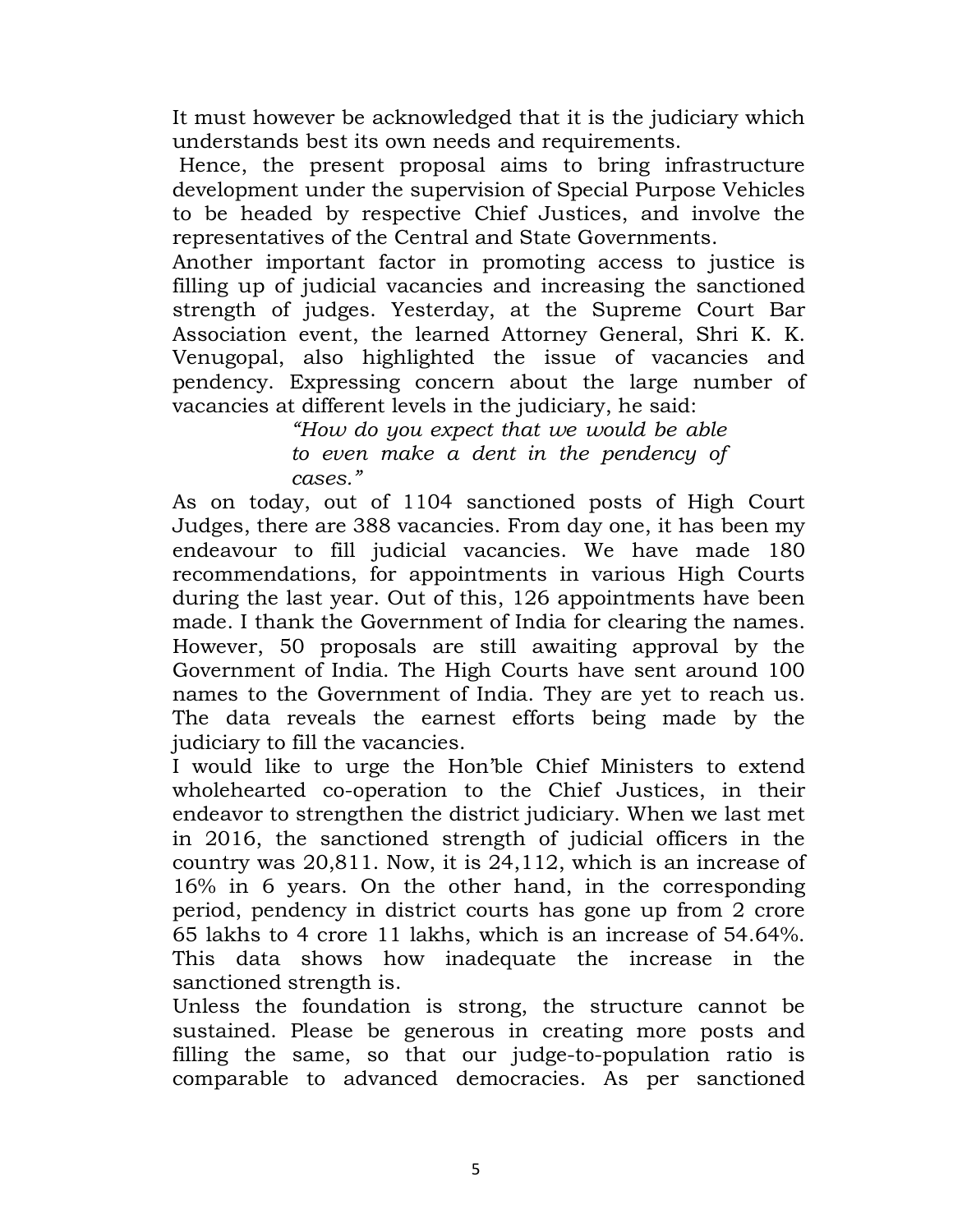It must however be acknowledged that it is the judiciary which understands best its own needs and requirements.

Hence, the present proposal aims to bring infrastructure development under the supervision of Special Purpose Vehicles to be headed by respective Chief Justices, and involve the representatives of the Central and State Governments.

Another important factor in promoting access to justice is filling up of judicial vacancies and increasing the sanctioned strength of judges. Yesterday, at the Supreme Court Bar Association event, the learned Attorney General, Shri K. K. Venugopal, also highlighted the issue of vacancies and pendency. Expressing concern about the large number of vacancies at different levels in the judiciary, he said:

> *"How do you expect that we would be able to even make a dent in the pendency of cases."*

As on today, out of 1104 sanctioned posts of High Court Judges, there are 388 vacancies. From day one, it has been my endeavour to fill judicial vacancies. We have made 180 recommendations, for appointments in various High Courts during the last year. Out of this, 126 appointments have been made. I thank the Government of India for clearing the names. However, 50 proposals are still awaiting approval by the Government of India. The High Courts have sent around 100 names to the Government of India. They are yet to reach us. The data reveals the earnest efforts being made by the judiciary to fill the vacancies.

I would like to urge the Hon'ble Chief Ministers to extend wholehearted co-operation to the Chief Justices, in their endeavor to strengthen the district judiciary. When we last met in 2016, the sanctioned strength of judicial officers in the country was 20,811. Now, it is 24,112, which is an increase of 16% in 6 years. On the other hand, in the corresponding period, pendency in district courts has gone up from 2 crore 65 lakhs to 4 crore 11 lakhs, which is an increase of 54.64%. This data shows how inadequate the increase in the sanctioned strength is.

Unless the foundation is strong, the structure cannot be sustained. Please be generous in creating more posts and filling the same, so that our judge-to-population ratio is comparable to advanced democracies. As per sanctioned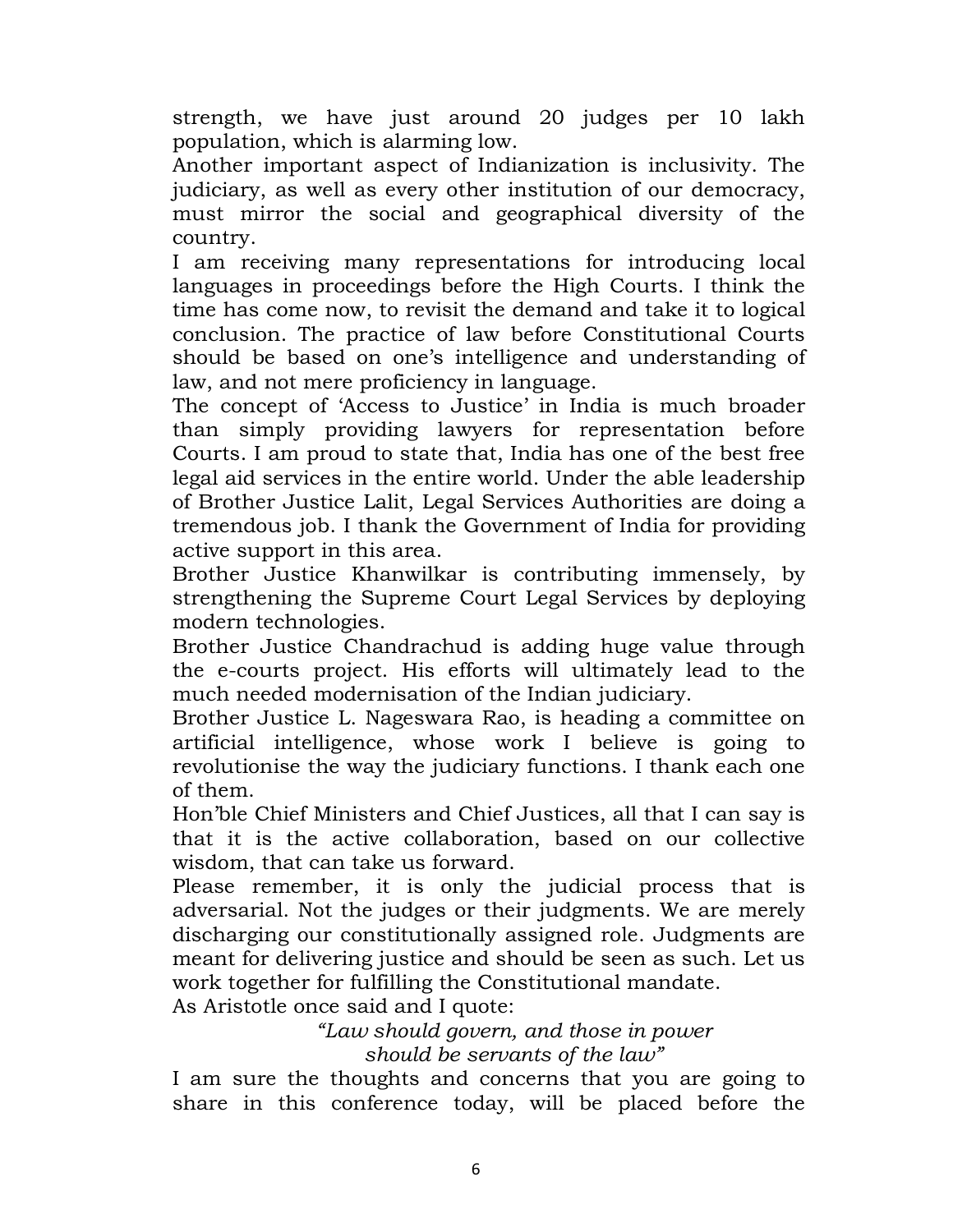strength, we have just around 20 judges per 10 lakh population, which is alarming low.

Another important aspect of Indianization is inclusivity. The judiciary, as well as every other institution of our democracy, must mirror the social and geographical diversity of the country.

I am receiving many representations for introducing local languages in proceedings before the High Courts. I think the time has come now, to revisit the demand and take it to logical conclusion. The practice of law before Constitutional Courts should be based on one's intelligence and understanding of law, and not mere proficiency in language.

The concept of 'Access to Justice' in India is much broader than simply providing lawyers for representation before Courts. I am proud to state that, India has one of the best free legal aid services in the entire world. Under the able leadership of Brother Justice Lalit, Legal Services Authorities are doing a tremendous job. I thank the Government of India for providing active support in this area.

Brother Justice Khanwilkar is contributing immensely, by strengthening the Supreme Court Legal Services by deploying modern technologies.

Brother Justice Chandrachud is adding huge value through the e-courts project. His efforts will ultimately lead to the much needed modernisation of the Indian judiciary.

Brother Justice L. Nageswara Rao, is heading a committee on artificial intelligence, whose work I believe is going to revolutionise the way the judiciary functions. I thank each one of them.

Hon'ble Chief Ministers and Chief Justices, all that I can say is that it is the active collaboration, based on our collective wisdom, that can take us forward.

Please remember, it is only the judicial process that is adversarial. Not the judges or their judgments. We are merely discharging our constitutionally assigned role. Judgments are meant for delivering justice and should be seen as such. Let us work together for fulfilling the Constitutional mandate.

As Aristotle once said and I quote:

*"Law should govern, and those in power should be servants of the law"*

I am sure the thoughts and concerns that you are going to share in this conference today, will be placed before the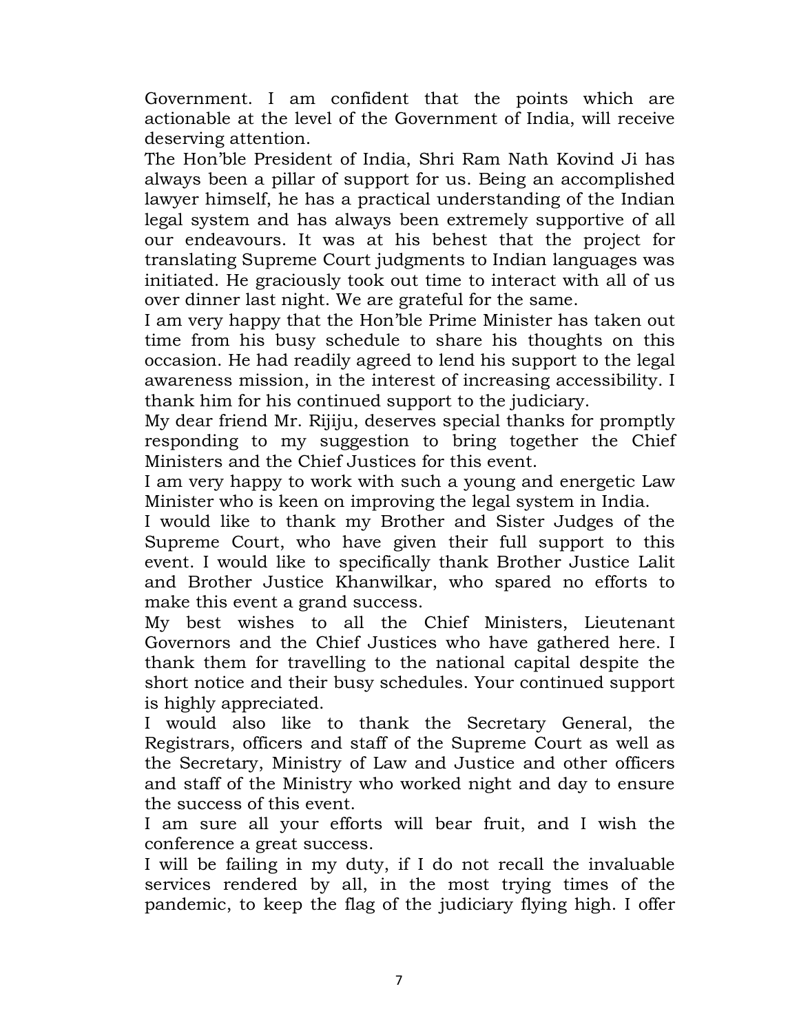Government. I am confident that the points which are actionable at the level of the Government of India, will receive deserving attention.

The Hon'ble President of India, Shri Ram Nath Kovind Ji has always been a pillar of support for us. Being an accomplished lawyer himself, he has a practical understanding of the Indian legal system and has always been extremely supportive of all our endeavours. It was at his behest that the project for translating Supreme Court judgments to Indian languages was initiated. He graciously took out time to interact with all of us over dinner last night. We are grateful for the same.

I am very happy that the Hon'ble Prime Minister has taken out time from his busy schedule to share his thoughts on this occasion. He had readily agreed to lend his support to the legal awareness mission, in the interest of increasing accessibility. I thank him for his continued support to the judiciary.

My dear friend Mr. Rijiju, deserves special thanks for promptly responding to my suggestion to bring together the Chief Ministers and the Chief Justices for this event.

I am very happy to work with such a young and energetic Law Minister who is keen on improving the legal system in India.

I would like to thank my Brother and Sister Judges of the Supreme Court, who have given their full support to this event. I would like to specifically thank Brother Justice Lalit and Brother Justice Khanwilkar, who spared no efforts to make this event a grand success.

My best wishes to all the Chief Ministers, Lieutenant Governors and the Chief Justices who have gathered here. I thank them for travelling to the national capital despite the short notice and their busy schedules. Your continued support is highly appreciated.

I would also like to thank the Secretary General, the Registrars, officers and staff of the Supreme Court as well as the Secretary, Ministry of Law and Justice and other officers and staff of the Ministry who worked night and day to ensure the success of this event.

I am sure all your efforts will bear fruit, and I wish the conference a great success.

I will be failing in my duty, if I do not recall the invaluable services rendered by all, in the most trying times of the pandemic, to keep the flag of the judiciary flying high. I offer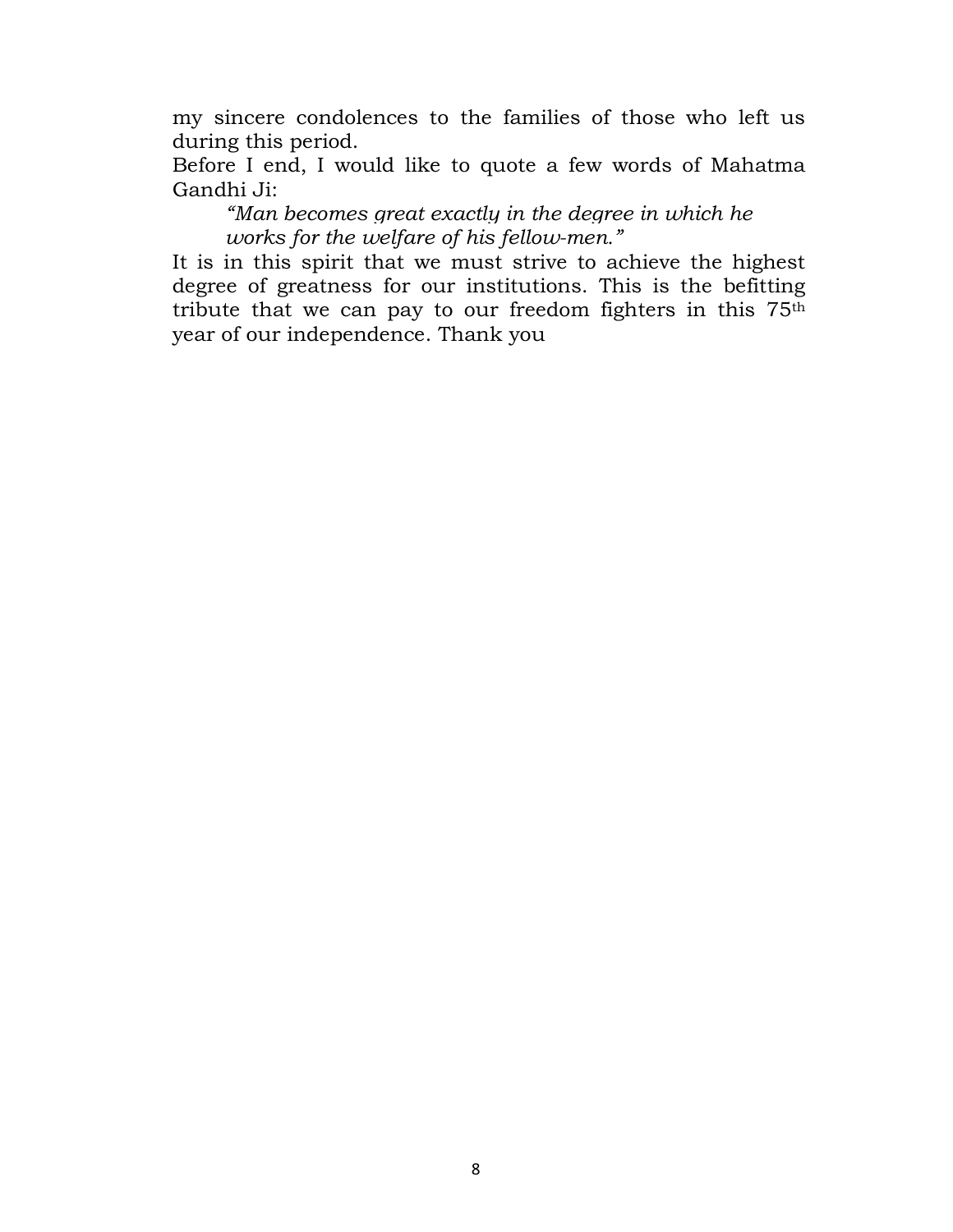my sincere condolences to the families of those who left us during this period.

Before I end, I would like to quote a few words of Mahatma Gandhi Ji:

> *"Man becomes great exactly in the degree in which he works for the welfare of his fellow-men."*

It is in this spirit that we must strive to achieve the highest degree of greatness for our institutions. This is the befitting tribute that we can pay to our freedom fighters in this 75th year of our independence. Thank you